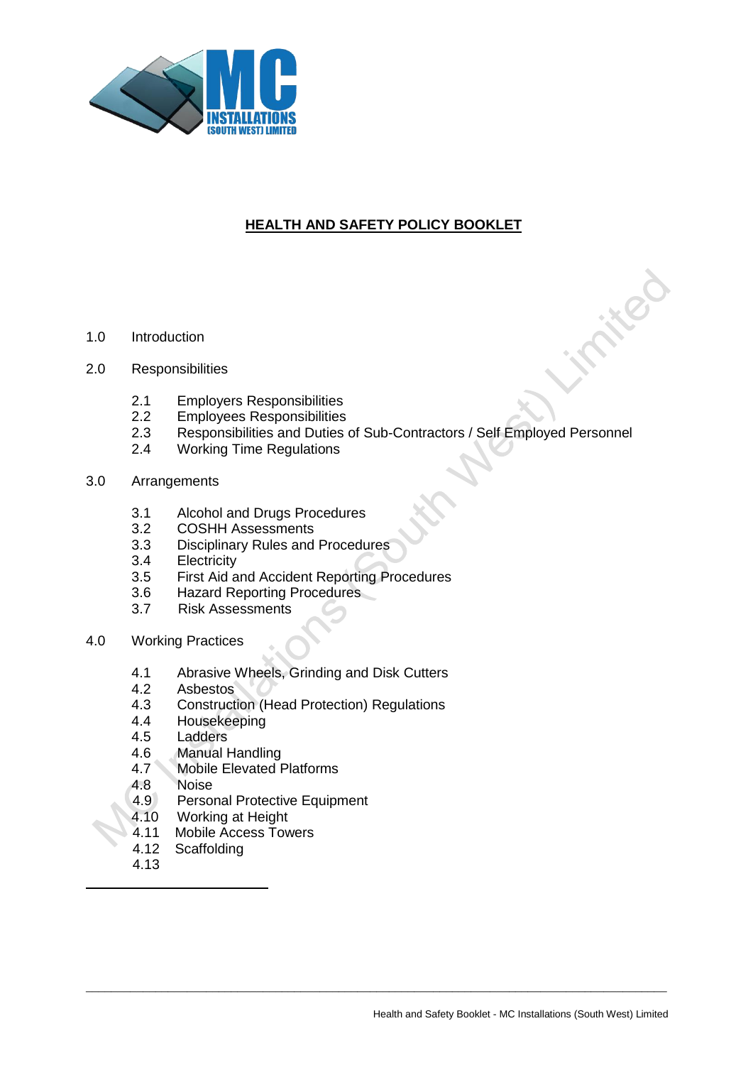# HEALTH AND SAFETY POLICY BOOKLET

1.0 Introduction

2.0 Responsibilities

- 2.1 Employers Responsibilities
- 2.2 Employees Responsibilities
- 2.3 Responsibilities and Duties of Sub-Contractors / Self Employed Personnel
- 2.4 Working Time Regulations

3.0 Arrangements

- 3.1 Alcohol and Drugs Procedures
- 3.2 COSHH Assessments
- 3.3 Disciplinary Rules and Procedures
- 3.4 Electricity
- 3.5 First Aid and Accident Reporting Procedures
- 3.6 Hazard Reporting Procedures
- 3.7 Risk Assessments

4.0 Working Practices

- 4.1 Abrasive Wheels, Grinding and Disk Cutters
- 4.2 Asbestos
- 4.3 Construction (Head Protection) Regulations
- 4.4 Housekeeping
- 4.5 Ladders
- 4.6 Manual Handling
- 4.7 Mobile Elevated Platforms
- 4.8 Noise
- 4.9 Personal Protective Equipment
- 4.10 Working at Height
- 4.11 Mobile Access Towers
- 4.12 Scaffolding
- 4.13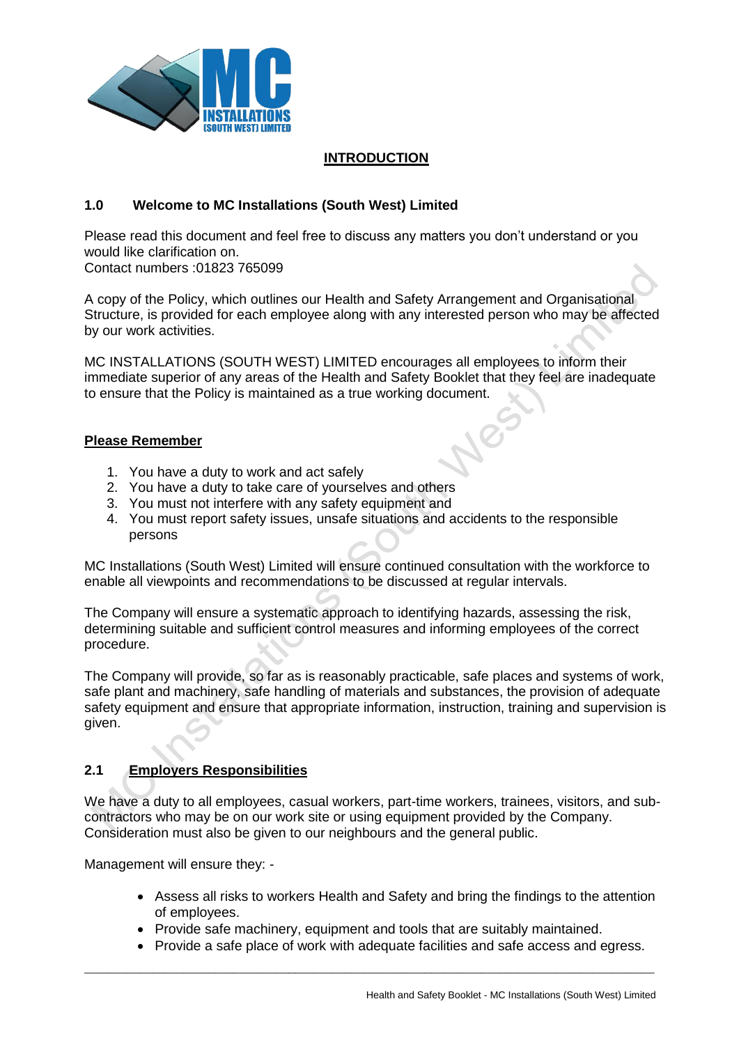## INTRODUCTION

### 1.0 Welcome to MC Installations (South West) Limited

Please read this document and feel free to discuss any matters you don't understand or you would like clarification on.
Contact numbers :01823 765099

A copy of the Policy, which outlines our Health and Safety Arrangement and Organisational Structure, is provided for each employee along with any interested person who may be affected by our work activities.

MC INSTALLATIONS (SOUTH WEST) LIMITED encourages all employees to inform their immediate superior of any areas of the Health and Safety Booklet that they feel are inadequate to ensure that the Policy is maintained as a true working document.

**Please Remember**

1. You have a duty to work and act safely
2. You have a duty to take care of yourselves and others
3. You must not interfere with any safety equipment and
4. You must report safety issues, unsafe situations and accidents to the responsible persons

MC Installations (South West) Limited will ensure continued consultation with the workforce to enable all viewpoints and recommendations to be discussed at regular intervals.

The Company will ensure a systematic approach to identifying hazards, assessing the risk, determining suitable and sufficient control measures and informing employees of the correct procedure.

The Company will provide, so far as is reasonably practicable, safe places and systems of work, safe plant and machinery, safe handling of materials and substances, the provision of adequate safety equipment and ensure that appropriate information, instruction, training and supervision is given.

### 2.1 Employers Responsibilities

We have a duty to all employees, casual workers, part-time workers, trainees, visitors, and sub-contractors who may be on our work site or using equipment provided by the Company. Consideration must also be given to our neighbours and the general public.

Management will ensure they: -

- Assess all risks to workers Health and Safety and bring the findings to the attention of employees.
- Provide safe machinery, equipment and tools that are suitably maintained.
- Provide a safe place of work with adequate facilities and safe access and egress.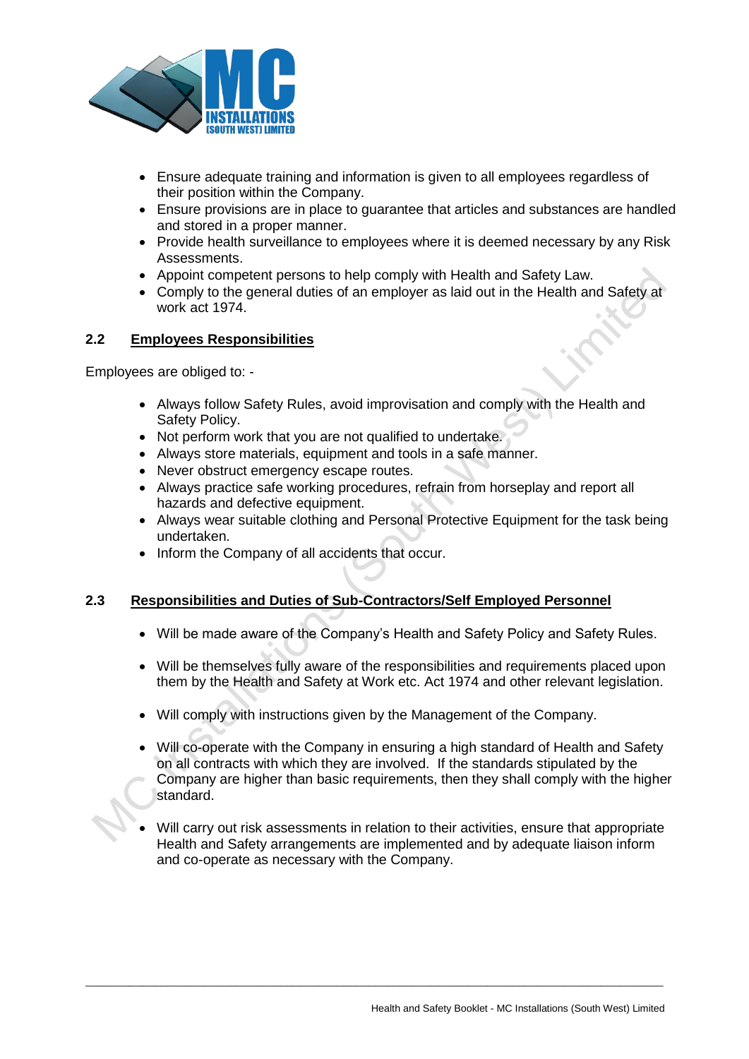- Ensure adequate training and information is given to all employees regardless of their position within the Company.
- Ensure provisions are in place to guarantee that articles and substances are handled and stored in a proper manner.
- Provide health surveillance to employees where it is deemed necessary by any Risk Assessments.
- Appoint competent persons to help comply with Health and Safety Law.
- Comply to the general duties of an employer as laid out in the Health and Safety at work act 1974.

## 2.2 Employees Responsibilities

Employees are obliged to: -

- Always follow Safety Rules, avoid improvisation and comply with the Health and Safety Policy.
- Not perform work that you are not qualified to undertake.
- Always store materials, equipment and tools in a safe manner.
- Never obstruct emergency escape routes.
- Always practice safe working procedures, refrain from horseplay and report all hazards and defective equipment.
- Always wear suitable clothing and Personal Protective Equipment for the task being undertaken.
- Inform the Company of all accidents that occur.

## 2.3 Responsibilities and Duties of Sub-Contractors/Self Employed Personnel

- Will be made aware of the Company's Health and Safety Policy and Safety Rules.

- Will be themselves fully aware of the responsibilities and requirements placed upon them by the Health and Safety at Work etc. Act 1974 and other relevant legislation.

- Will comply with instructions given by the Management of the Company.

- Will co-operate with the Company in ensuring a high standard of Health and Safety on all contracts with which they are involved. If the standards stipulated by the Company are higher than basic requirements, then they shall comply with the higher standard.

- Will carry out risk assessments in relation to their activities, ensure that appropriate Health and Safety arrangements are implemented and by adequate liaison inform and co-operate as necessary with the Company.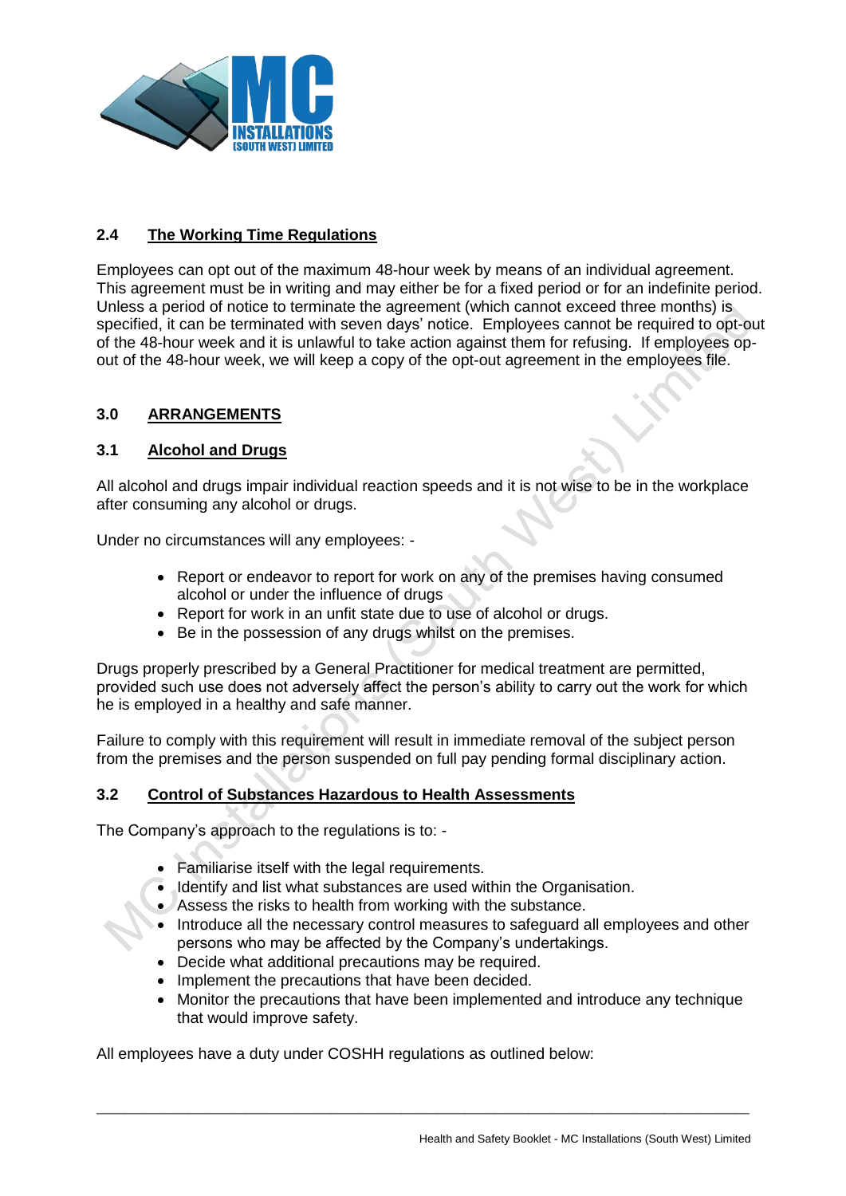## 2.4 The Working Time Regulations

Employees can opt out of the maximum 48-hour week by means of an individual agreement. This agreement must be in writing and may either be for a fixed period or for an indefinite period. Unless a period of notice to terminate the agreement (which cannot exceed three months) is specified, it can be terminated with seven days' notice. Employees cannot be required to opt-out of the 48-hour week and it is unlawful to take action against them for refusing. If employees op-out of the 48-hour week, we will keep a copy of the opt-out agreement in the employees file.

# 3.0 ARRANGEMENTS

## 3.1 Alcohol and Drugs

All alcohol and drugs impair individual reaction speeds and it is not wise to be in the workplace after consuming any alcohol or drugs.

Under no circumstances will any employees: -

- Report or endeavor to report for work on any of the premises having consumed alcohol or under the influence of drugs
- Report for work in an unfit state due to use of alcohol or drugs.
- Be in the possession of any drugs whilst on the premises.

Drugs properly prescribed by a General Practitioner for medical treatment are permitted, provided such use does not adversely affect the person's ability to carry out the work for which he is employed in a healthy and safe manner.

Failure to comply with this requirement will result in immediate removal of the subject person from the premises and the person suspended on full pay pending formal disciplinary action.

## 3.2 Control of Substances Hazardous to Health Assessments

The Company's approach to the regulations is to: -

- Familiarise itself with the legal requirements.
- Identify and list what substances are used within the Organisation.
- Assess the risks to health from working with the substance.
- Introduce all the necessary control measures to safeguard all employees and other persons who may be affected by the Company's undertakings.
- Decide what additional precautions may be required.
- Implement the precautions that have been decided.
- Monitor the precautions that have been implemented and introduce any technique that would improve safety.

All employees have a duty under COSHH regulations as outlined below: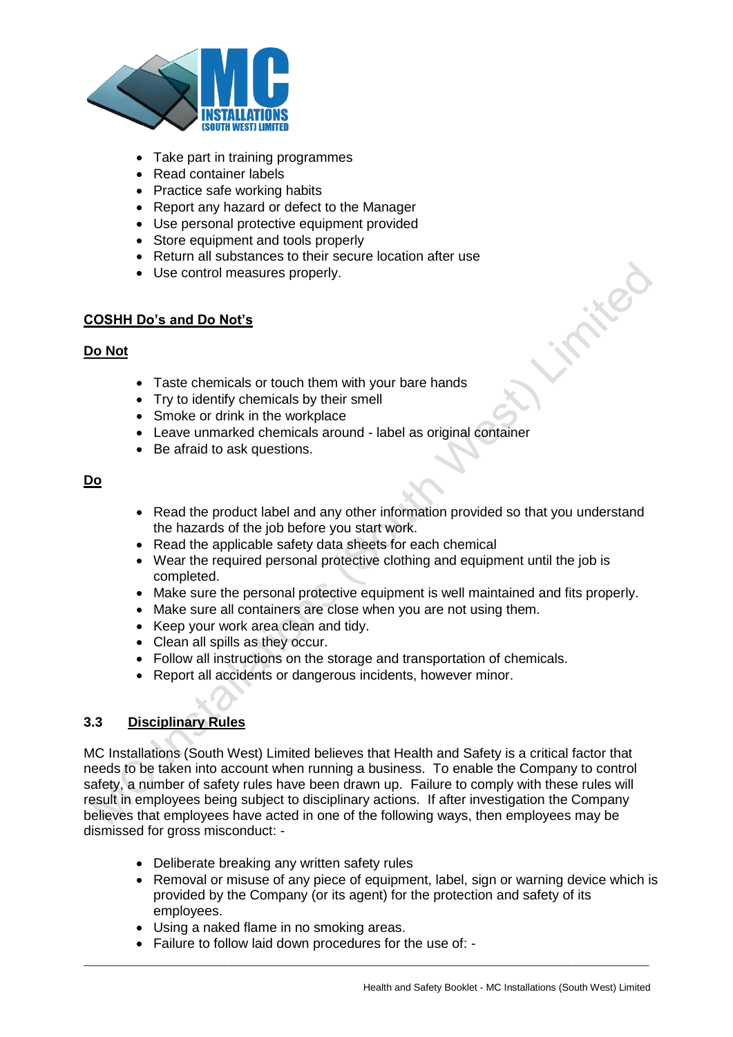- Take part in training programmes
- Read container labels
- Practice safe working habits
- Report any hazard or defect to the Manager
- Use personal protective equipment provided
- Store equipment and tools properly
- Return all substances to their secure location after use
- Use control measures properly.

**COSHH Do's and Do Not's**

**Do Not**

- Taste chemicals or touch them with your bare hands
- Try to identify chemicals by their smell
- Smoke or drink in the workplace
- Leave unmarked chemicals around - label as original container
- Be afraid to ask questions.

**Do**

- Read the product label and any other information provided so that you understand the hazards of the job before you start work.
- Read the applicable safety data sheets for each chemical
- Wear the required personal protective clothing and equipment until the job is completed.
- Make sure the personal protective equipment is well maintained and fits properly.
- Make sure all containers are close when you are not using them.
- Keep your work area clean and tidy.
- Clean all spills as they occur.
- Follow all instructions on the storage and transportation of chemicals.
- Report all accidents or dangerous incidents, however minor.

### 3.3 Disciplinary Rules

MC Installations (South West) Limited believes that Health and Safety is a critical factor that needs to be taken into account when running a business. To enable the Company to control safety, a number of safety rules have been drawn up. Failure to comply with these rules will result in employees being subject to disciplinary actions. If after investigation the Company believes that employees have acted in one of the following ways, then employees may be dismissed for gross misconduct: -

- Deliberate breaking any written safety rules
- Removal or misuse of any piece of equipment, label, sign or warning device which is provided by the Company (or its agent) for the protection and safety of its employees.
- Using a naked flame in no smoking areas.
- Failure to follow laid down procedures for the use of: -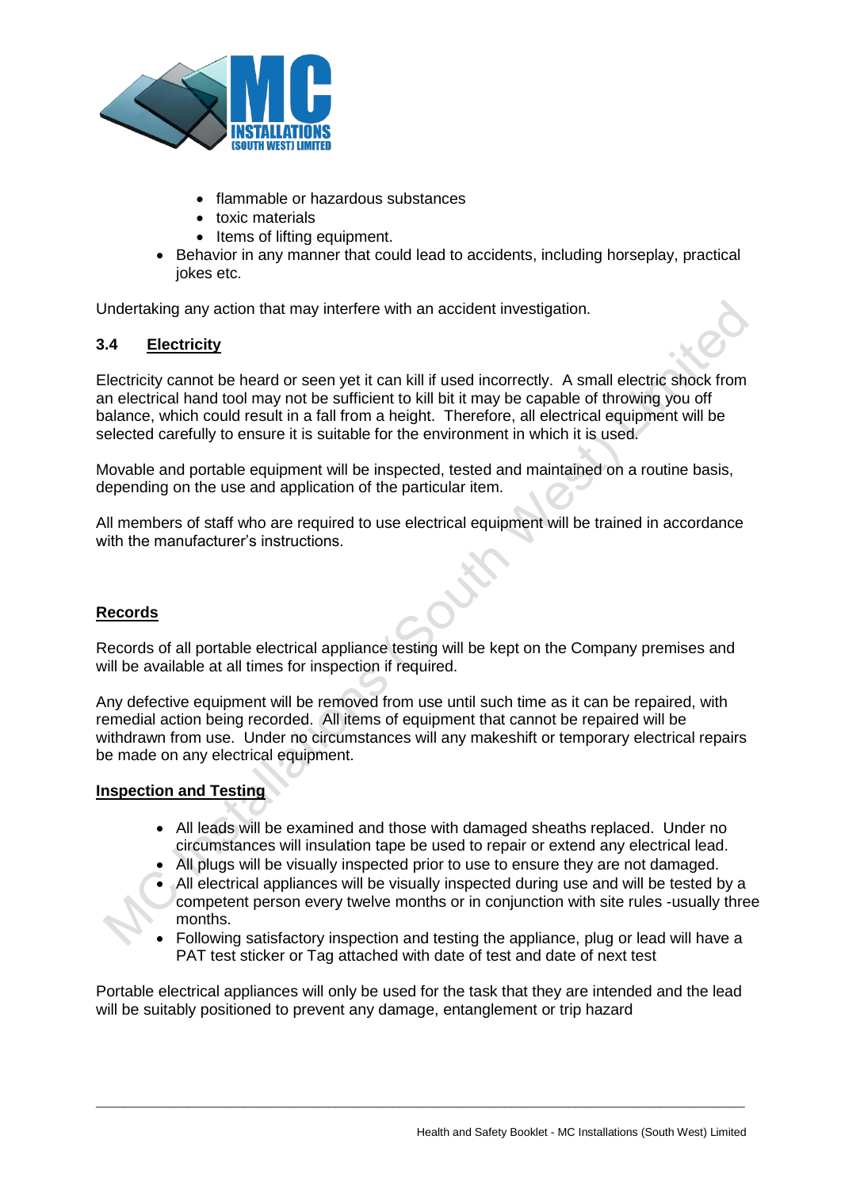- flammable or hazardous substances
  - toxic materials
  - Items of lifting equipment.
- Behavior in any manner that could lead to accidents, including horseplay, practical jokes etc.

Undertaking any action that may interfere with an accident investigation.

### 3.4 Electricity

Electricity cannot be heard or seen yet it can kill if used incorrectly. A small electric shock from an electrical hand tool may not be sufficient to kill bit it may be capable of throwing you off balance, which could result in a fall from a height. Therefore, all electrical equipment will be selected carefully to ensure it is suitable for the environment in which it is used.

Movable and portable equipment will be inspected, tested and maintained on a routine basis, depending on the use and application of the particular item.

All members of staff who are required to use electrical equipment will be trained in accordance with the manufacturer's instructions.

**Records**

Records of all portable electrical appliance testing will be kept on the Company premises and will be available at all times for inspection if required.

Any defective equipment will be removed from use until such time as it can be repaired, with remedial action being recorded. All items of equipment that cannot be repaired will be withdrawn from use. Under no circumstances will any makeshift or temporary electrical repairs be made on any electrical equipment.

**Inspection and Testing**

- All leads will be examined and those with damaged sheaths replaced. Under no circumstances will insulation tape be used to repair or extend any electrical lead.
- All plugs will be visually inspected prior to use to ensure they are not damaged.
- All electrical appliances will be visually inspected during use and will be tested by a competent person every twelve months or in conjunction with site rules -usually three months.
- Following satisfactory inspection and testing the appliance, plug or lead will have a PAT test sticker or Tag attached with date of test and date of next test

Portable electrical appliances will only be used for the task that they are intended and the lead will be suitably positioned to prevent any damage, entanglement or trip hazard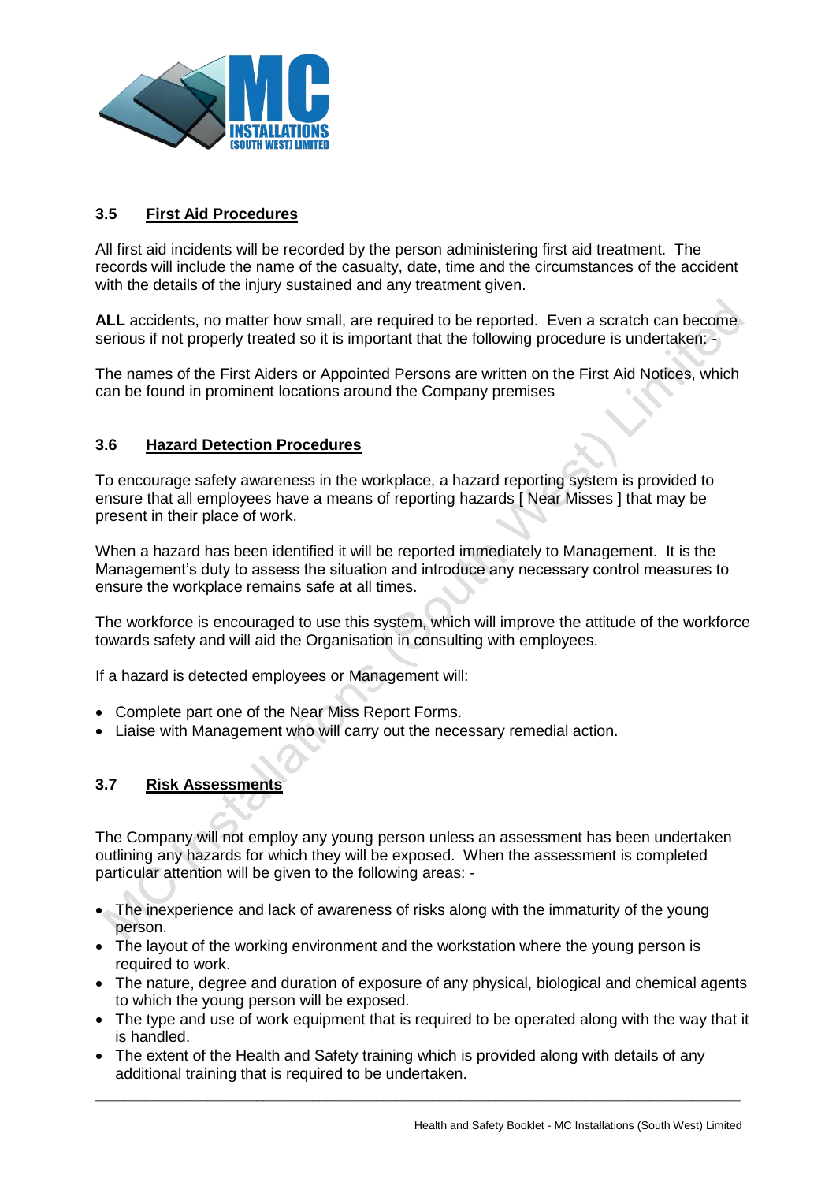### 3.5 First Aid Procedures

All first aid incidents will be recorded by the person administering first aid treatment. The records will include the name of the casualty, date, time and the circumstances of the accident with the details of the injury sustained and any treatment given.

**ALL** accidents, no matter how small, are required to be reported. Even a scratch can become serious if not properly treated so it is important that the following procedure is undertaken: -

The names of the First Aiders or Appointed Persons are written on the First Aid Notices, which can be found in prominent locations around the Company premises

### 3.6 Hazard Detection Procedures

To encourage safety awareness in the workplace, a hazard reporting system is provided to ensure that all employees have a means of reporting hazards [ Near Misses ] that may be present in their place of work.

When a hazard has been identified it will be reported immediately to Management. It is the Management's duty to assess the situation and introduce any necessary control measures to ensure the workplace remains safe at all times.

The workforce is encouraged to use this system, which will improve the attitude of the workforce towards safety and will aid the Organisation in consulting with employees.

If a hazard is detected employees or Management will:

- Complete part one of the Near Miss Report Forms.
- Liaise with Management who will carry out the necessary remedial action.

### 3.7 Risk Assessments

The Company will not employ any young person unless an assessment has been undertaken outlining any hazards for which they will be exposed. When the assessment is completed particular attention will be given to the following areas: -

- The inexperience and lack of awareness of risks along with the immaturity of the young person.
- The layout of the working environment and the workstation where the young person is required to work.
- The nature, degree and duration of exposure of any physical, biological and chemical agents to which the young person will be exposed.
- The type and use of work equipment that is required to be operated along with the way that it is handled.
- The extent of the Health and Safety training which is provided along with details of any additional training that is required to be undertaken.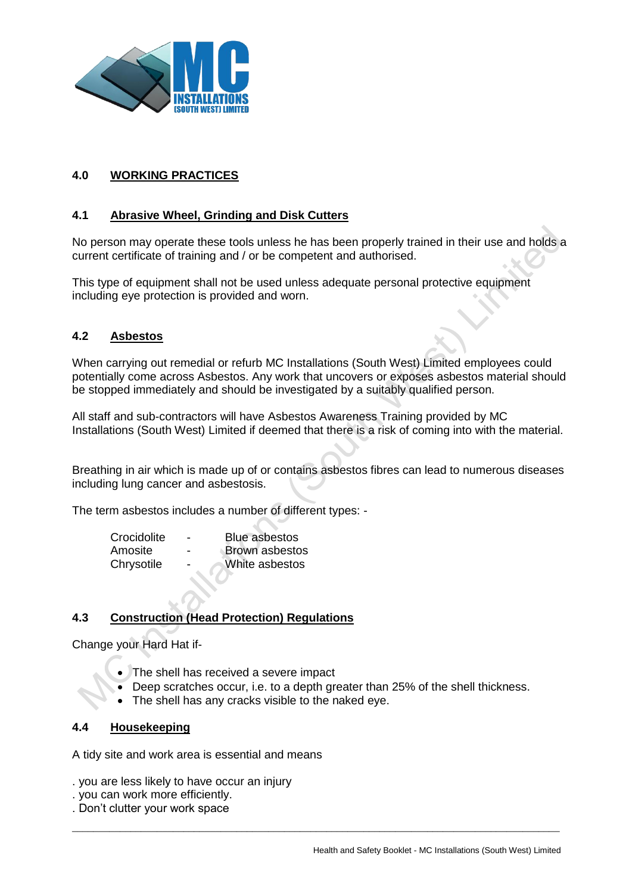## 4.0 WORKING PRACTICES

### 4.1 Abrasive Wheel, Grinding and Disk Cutters

No person may operate these tools unless he has been properly trained in their use and holds a current certificate of training and / or be competent and authorised.

This type of equipment shall not be used unless adequate personal protective equipment including eye protection is provided and worn.

### 4.2 Asbestos

When carrying out remedial or refurb MC Installations (South West) Limited employees could potentially come across Asbestos. Any work that uncovers or exposes asbestos material should be stopped immediately and should be investigated by a suitably qualified person.

All staff and sub-contractors will have Asbestos Awareness Training provided by MC Installations (South West) Limited if deemed that there is a risk of coming into with the material.

Breathing in air which is made up of or contains asbestos fibres can lead to numerous diseases including lung cancer and asbestosis.

The term asbestos includes a number of different types: -

| | | |
|---|---|---|
| Crocidolite | - | Blue asbestos |
| Amosite | - | Brown asbestos |
| Chrysotile | - | White asbestos |

### 4.3 Construction (Head Protection) Regulations

Change your Hard Hat if-

- The shell has received a severe impact
- Deep scratches occur, i.e. to a depth greater than 25% of the shell thickness.
- The shell has any cracks visible to the naked eye.

### 4.4 Housekeeping

A tidy site and work area is essential and means

. you are less likely to have occur an injury
. you can work more efficiently.
. Don't clutter your work space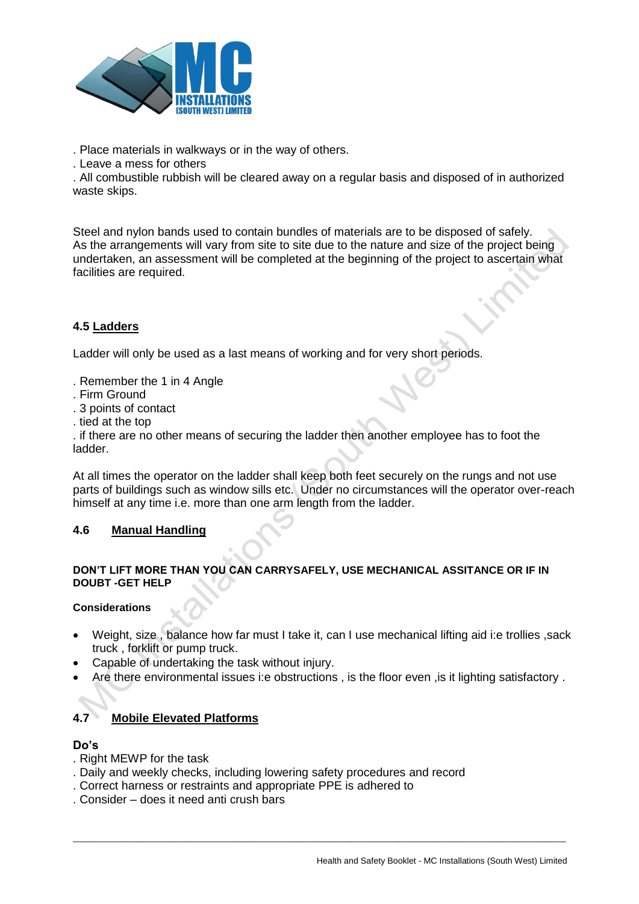. Place materials in walkways or in the way of others.
. Leave a mess for others
. All combustible rubbish will be cleared away on a regular basis and disposed of in authorized waste skips.

Steel and nylon bands used to contain bundles of materials are to be disposed of safely.
As the arrangements will vary from site to site due to the nature and size of the project being undertaken, an assessment will be completed at the beginning of the project to ascertain what facilities are required.

### 4.5 <u>Ladders</u>

Ladder will only be used as a last means of working and for very short periods.

. Remember the 1 in 4 Angle
. Firm Ground
. 3 points of contact
. tied at the top
. if there are no other means of securing the ladder then another employee has to foot the ladder.

At all times the operator on the ladder shall keep both feet securely on the rungs and not use parts of buildings such as window sills etc. Under no circumstances will the operator over-reach himself at any time i.e. more than one arm length from the ladder.

### 4.6 <u>Manual Handling</u>

**DON'T LIFT MORE THAN YOU CAN CARRYSAFELY, USE MECHANICAL ASSITANCE OR IF IN DOUBT -GET HELP**

**Considerations**

- Weight, size , balance how far must I take it, can I use mechanical lifting aid i:e trollies ,sack truck , forklift or pump truck.
- Capable of undertaking the task without injury.
- Are there environmental issues i:e obstructions , is the floor even ,is it lighting satisfactory .

### 4.7 <u>Mobile Elevated Platforms</u>

**Do's**
. Right MEWP for the task
. Daily and weekly checks, including lowering safety procedures and record
. Correct harness or restraints and appropriate PPE is adhered to
. Consider – does it need anti crush bars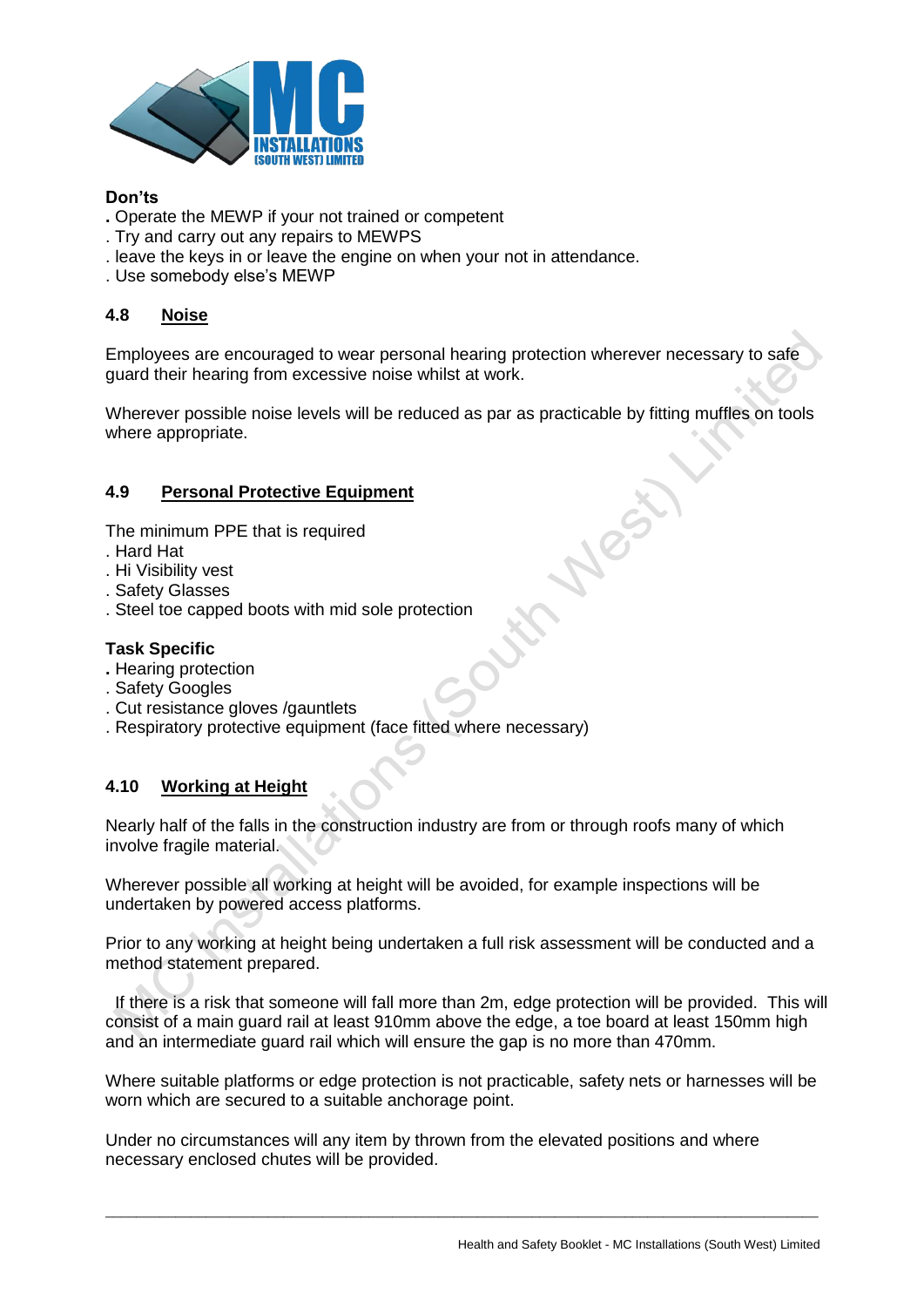**Don'ts**

. Operate the MEWP if your not trained or competent
. Try and carry out any repairs to MEWPS
. leave the keys in or leave the engine on when your not in attendance.
. Use somebody else's MEWP

## 4.8 Noise

Employees are encouraged to wear personal hearing protection wherever necessary to safe guard their hearing from excessive noise whilst at work.

Wherever possible noise levels will be reduced as par as practicable by fitting muffles on tools where appropriate.

## 4.9 Personal Protective Equipment

The minimum PPE that is required

. Hard Hat
. Hi Visibility vest
. Safety Glasses
. Steel toe capped boots with mid sole protection

**Task Specific**

. Hearing protection
. Safety Googles
. Cut resistance gloves /gauntlets
. Respiratory protective equipment (face fitted where necessary)

## 4.10 Working at Height

Nearly half of the falls in the construction industry are from or through roofs many of which involve fragile material.

Wherever possible all working at height will be avoided, for example inspections will be undertaken by powered access platforms.

Prior to any working at height being undertaken a full risk assessment will be conducted and a method statement prepared.

If there is a risk that someone will fall more than 2m, edge protection will be provided. This will consist of a main guard rail at least 910mm above the edge, a toe board at least 150mm high and an intermediate guard rail which will ensure the gap is no more than 470mm.

Where suitable platforms or edge protection is not practicable, safety nets or harnesses will be worn which are secured to a suitable anchorage point.

Under no circumstances will any item by thrown from the elevated positions and where necessary enclosed chutes will be provided.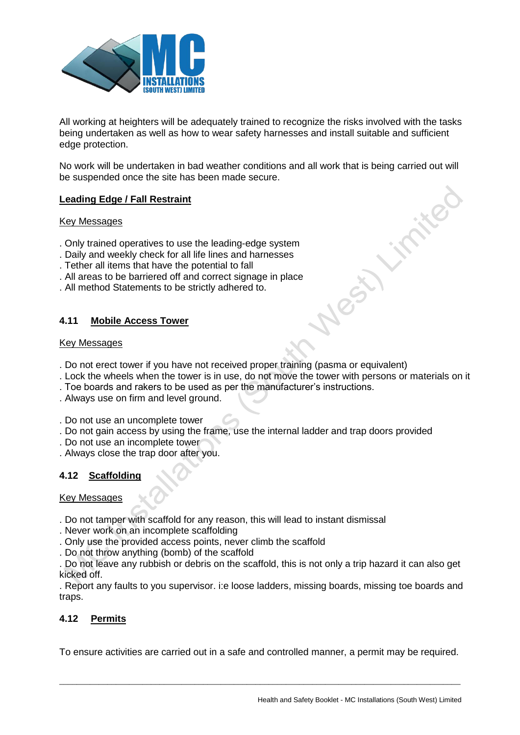All working at heighters will be adequately trained to recognize the risks involved with the tasks being undertaken as well as how to wear safety harnesses and install suitable and sufficient edge protection.

No work will be undertaken in bad weather conditions and all work that is being carried out will be suspended once the site has been made secure.

**Leading Edge / Fall Restraint**

Key Messages

. Only trained operatives to use the leading-edge system
. Daily and weekly check for all life lines and harnesses
. Tether all items that have the potential to fall
. All areas to be barriered off and correct signage in place
. All method Statements to be strictly adhered to.

### 4.11 Mobile Access Tower

Key Messages

. Do not erect tower if you have not received proper training (pasma or equivalent)
. Lock the wheels when the tower is in use, do not move the tower with persons or materials on it
. Toe boards and rakers to be used as per the manufacturer's instructions.
. Always use on firm and level ground.

. Do not use an uncomplete tower
. Do not gain access by using the frame, use the internal ladder and trap doors provided
. Do not use an incomplete tower
. Always close the trap door after you.

### 4.12 Scaffolding

Key Messages

. Do not tamper with scaffold for any reason, this will lead to instant dismissal
. Never work on an incomplete scaffolding
. Only use the provided access points, never climb the scaffold
. Do not throw anything (bomb) of the scaffold
. Do not leave any rubbish or debris on the scaffold, this is not only a trip hazard it can also get kicked off.
. Report any faults to you supervisor. i:e loose ladders, missing boards, missing toe boards and traps.

### 4.12 Permits

To ensure activities are carried out in a safe and controlled manner, a permit may be required.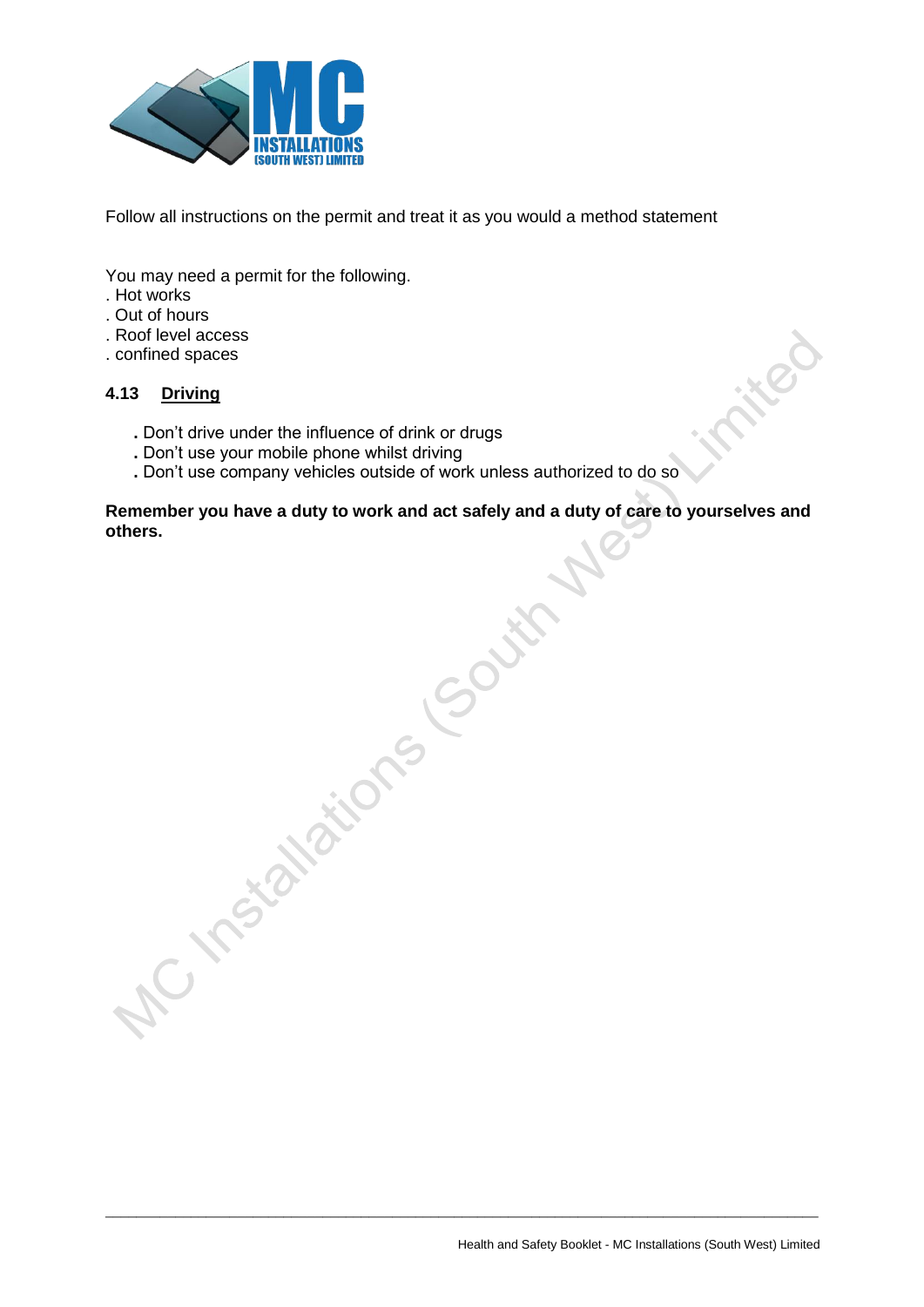Follow all instructions on the permit and treat it as you would a method statement

You may need a permit for the following.
. Hot works
. Out of hours
. Roof level access
. confined spaces

### 4.13 Driving

- Don't drive under the influence of drink or drugs
- Don't use your mobile phone whilst driving
- Don't use company vehicles outside of work unless authorized to do so

**Remember you have a duty to work and act safely and a duty of care to yourselves and others.**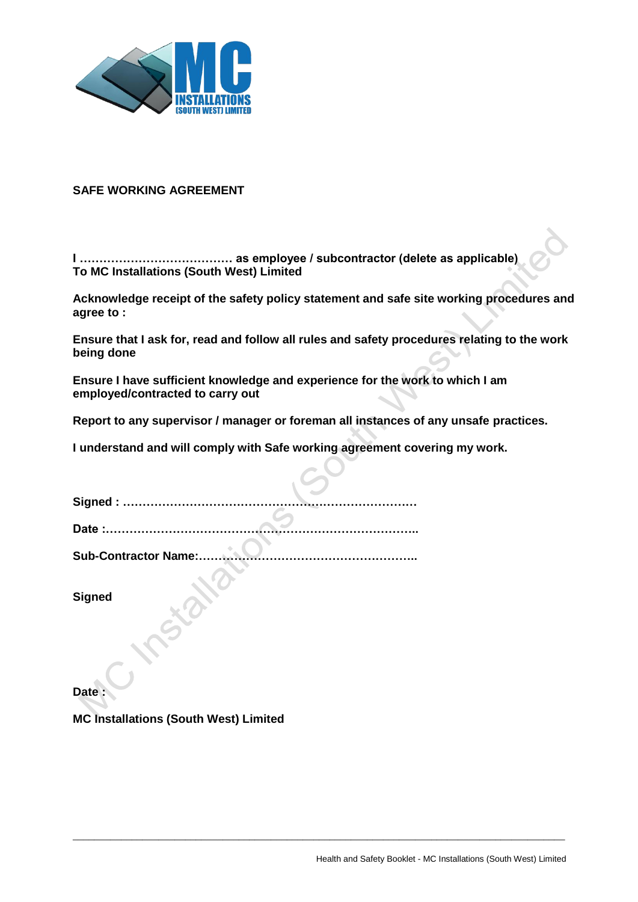# SAFE WORKING AGREEMENT

**I ………………………………… as employee / subcontractor (delete as applicable)**
**To MC Installations (South West) Limited**

**Acknowledge receipt of the safety policy statement and safe site working procedures and agree to :**

**Ensure that I ask for, read and follow all rules and safety procedures relating to the work being done**

**Ensure I have sufficient knowledge and experience for the work to which I am employed/contracted to carry out**

**Report to any supervisor / manager or foreman all instances of any unsafe practices.**

**I understand and will comply with Safe working agreement covering my work.**

**Signed : ……………………………………………………………….**

**Date :……………………………………………………………………..**

**Sub-Contractor Name:………………………………………………..**

**Signed**

**Date :**

**MC Installations (South West) Limited**